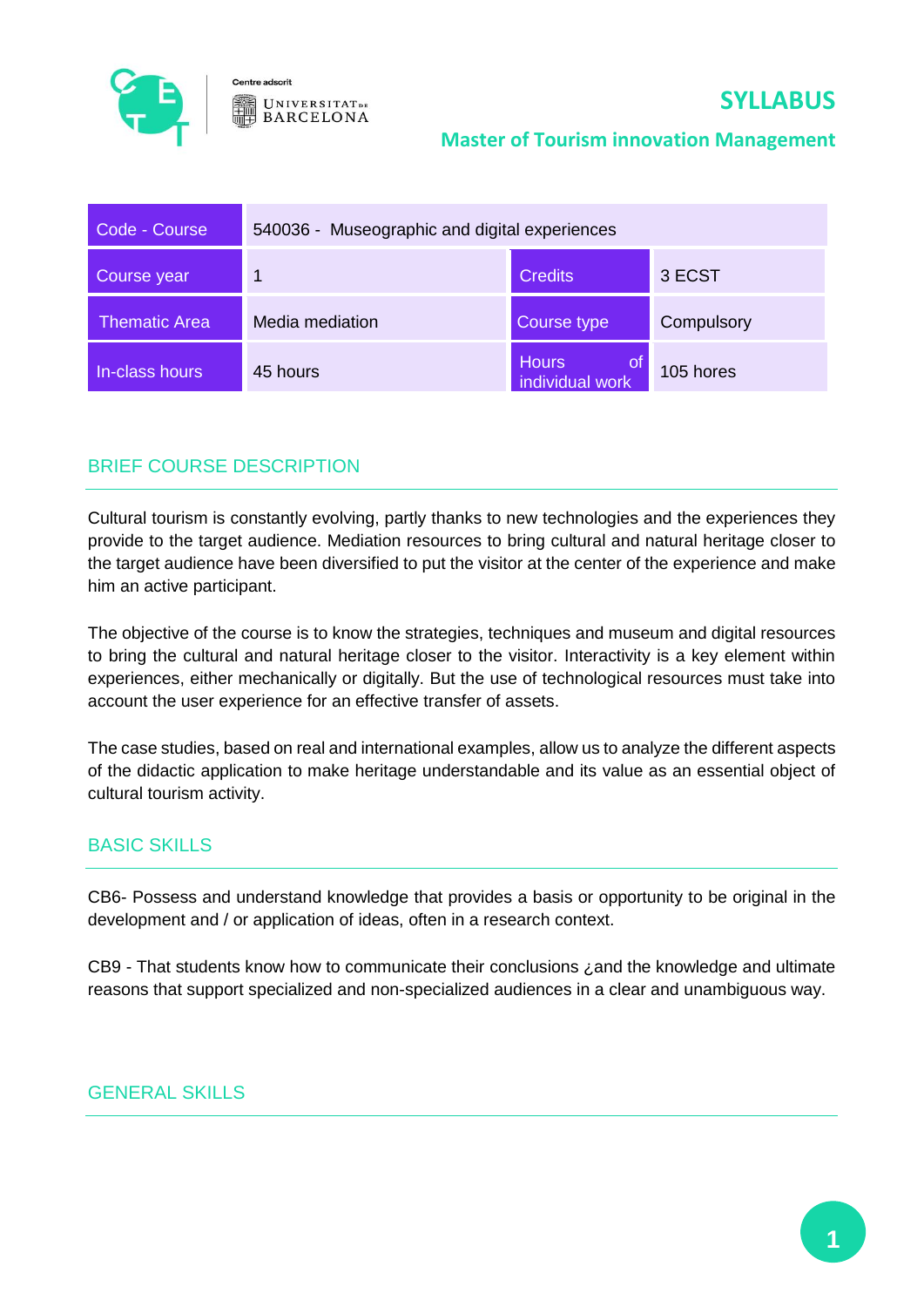# SYLLABUS

## Master of Tourism innovation Management

| Code - Course | 540036 - Museographic and digital experiences | | |
|---|---|---|---|
| Course year | 1 | Credits | 3 ECST |
| Thematic Area | Media mediation | Course type | Compulsory |
| In-class hours | 45 hours | Hours of individual work | 105 hores |

## BRIEF COURSE DESCRIPTION

Cultural tourism is constantly evolving, partly thanks to new technologies and the experiences they provide to the target audience. Mediation resources to bring cultural and natural heritage closer to the target audience have been diversified to put the visitor at the center of the experience and make him an active participant.

The objective of the course is to know the strategies, techniques and museum and digital resources to bring the cultural and natural heritage closer to the visitor. Interactivity is a key element within experiences, either mechanically or digitally. But the use of technological resources must take into account the user experience for an effective transfer of assets.

The case studies, based on real and international examples, allow us to analyze the different aspects of the didactic application to make heritage understandable and its value as an essential object of cultural tourism activity.

## BASIC SKILLS

CB6- Possess and understand knowledge that provides a basis or opportunity to be original in the development and / or application of ideas, often in a research context.

CB9 - That students know how to communicate their conclusions ¿and the knowledge and ultimate reasons that support specialized and non-specialized audiences in a clear and unambiguous way.

## GENERAL SKILLS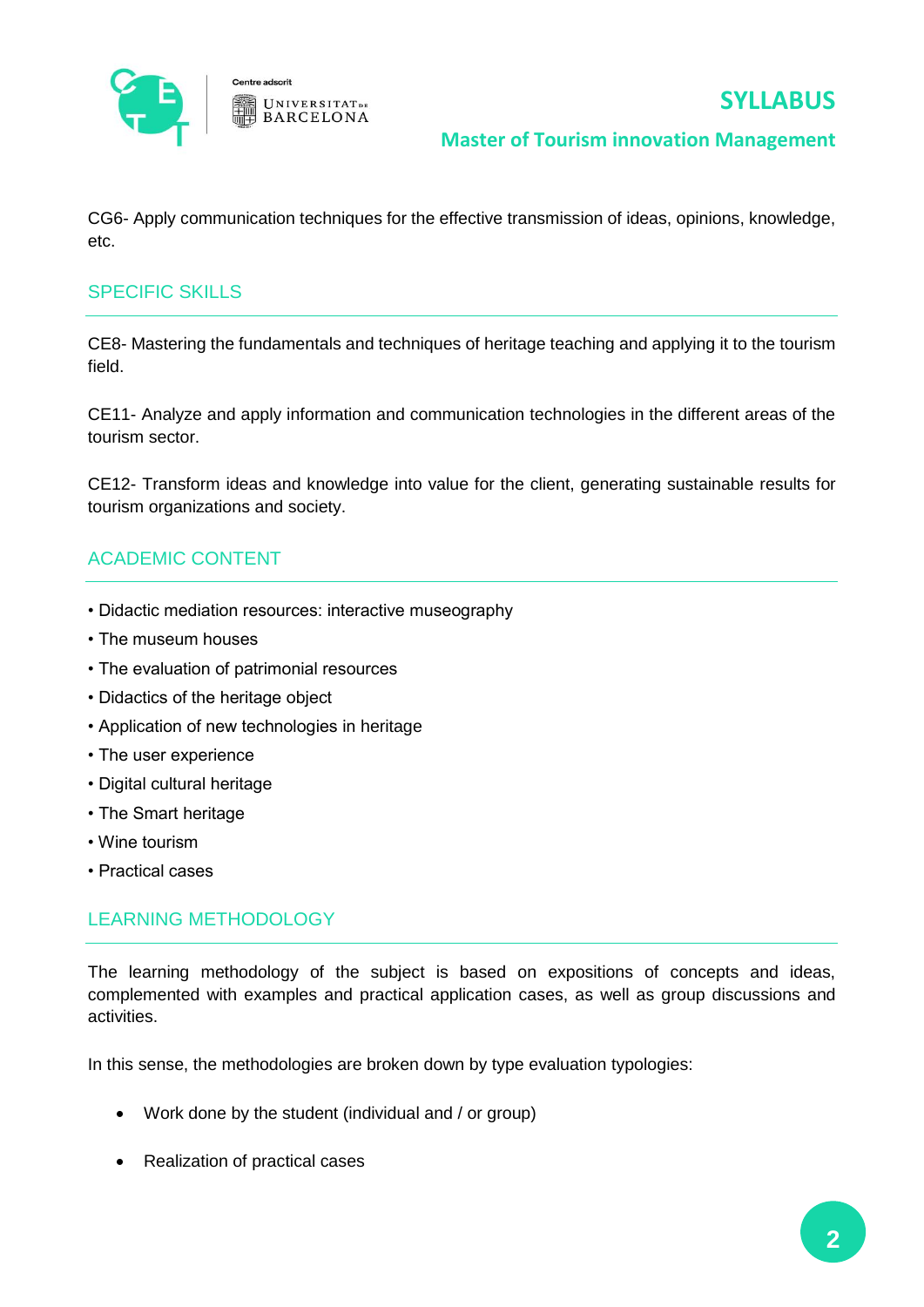CG6- Apply communication techniques for the effective transmission of ideas, opinions, knowledge, etc.

## SPECIFIC SKILLS

CE8- Mastering the fundamentals and techniques of heritage teaching and applying it to the tourism field.

CE11- Analyze and apply information and communication technologies in the different areas of the tourism sector.

CE12- Transform ideas and knowledge into value for the client, generating sustainable results for tourism organizations and society.

## ACADEMIC CONTENT

- Didactic mediation resources: interactive museography
- The museum houses
- The evaluation of patrimonial resources
- Didactics of the heritage object
- Application of new technologies in heritage
- The user experience
- Digital cultural heritage
- The Smart heritage
- Wine tourism
- Practical cases

## LEARNING METHODOLOGY

The learning methodology of the subject is based on expositions of concepts and ideas, complemented with examples and practical application cases, as well as group discussions and activities.

In this sense, the methodologies are broken down by type evaluation typologies:

- Work done by the student (individual and / or group)
- Realization of practical cases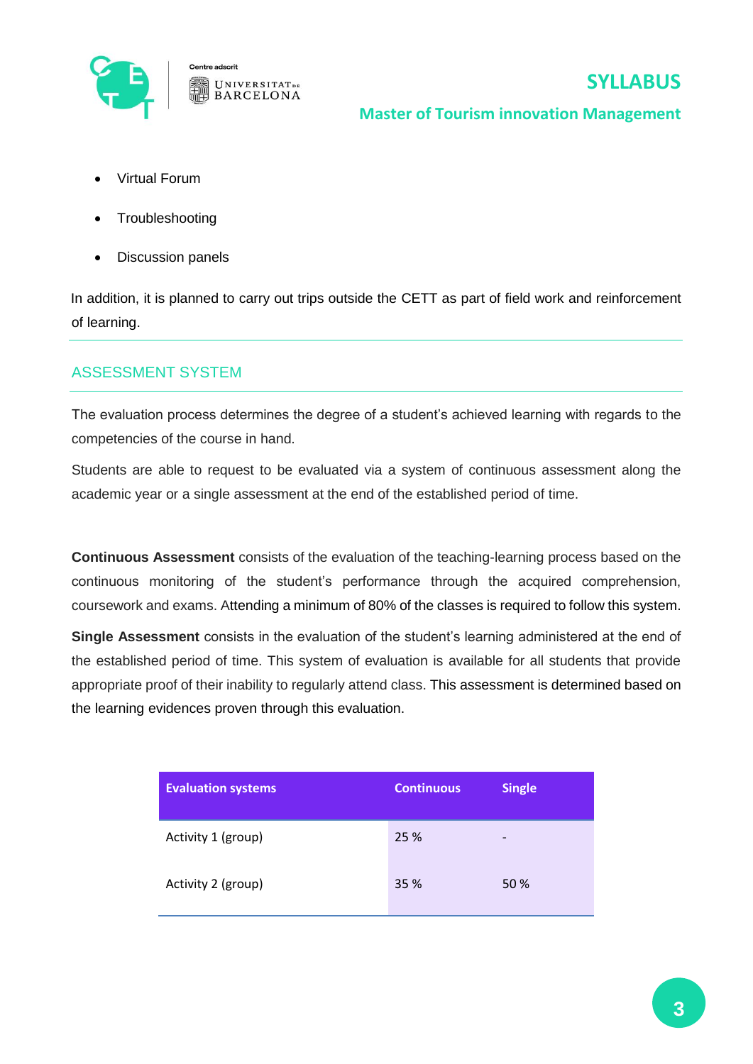- Virtual Forum
- Troubleshooting
- Discussion panels

In addition, it is planned to carry out trips outside the CETT as part of field work and reinforcement of learning.

## ASSESSMENT SYSTEM

The evaluation process determines the degree of a student's achieved learning with regards to the competencies of the course in hand.

Students are able to request to be evaluated via a system of continuous assessment along the academic year or a single assessment at the end of the established period of time.

**Continuous Assessment** consists of the evaluation of the teaching-learning process based on the continuous monitoring of the student's performance through the acquired comprehension, coursework and exams. Attending a minimum of 80% of the classes is required to follow this system.

**Single Assessment** consists in the evaluation of the student's learning administered at the end of the established period of time. This system of evaluation is available for all students that provide appropriate proof of their inability to regularly attend class. This assessment is determined based on the learning evidences proven through this evaluation.

| Evaluation systems | Continuous | Single |
|---|---|---|
| Activity 1 (group) | 25 % | - |
| Activity 2 (group) | 35 % | 50 % |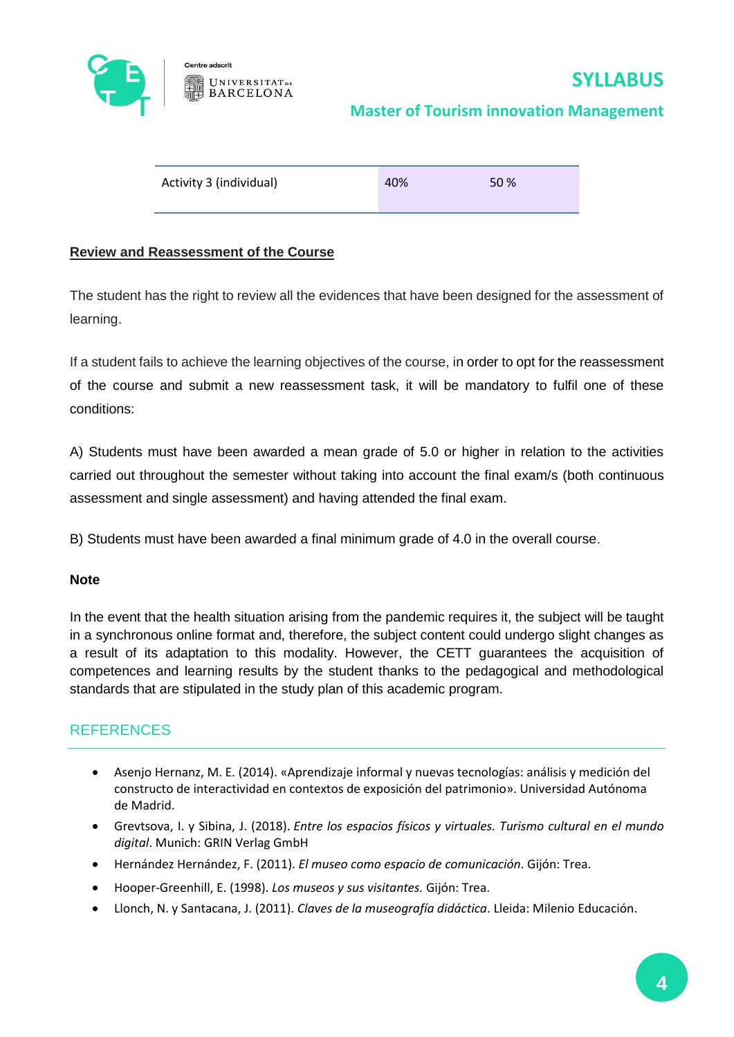| Activity 3 (individual) | 40% | 50 % |
|---|---|---|

**Review and Reassessment of the Course**

The student has the right to review all the evidences that have been designed for the assessment of learning.

If a student fails to achieve the learning objectives of the course, in order to opt for the reassessment of the course and submit a new reassessment task, it will be mandatory to fulfil one of these conditions:

A) Students must have been awarded a mean grade of 5.0 or higher in relation to the activities carried out throughout the semester without taking into account the final exam/s (both continuous assessment and single assessment) and having attended the final exam.

B) Students must have been awarded a final minimum grade of 4.0 in the overall course.

**Note**

In the event that the health situation arising from the pandemic requires it, the subject will be taught in a synchronous online format and, therefore, the subject content could undergo slight changes as a result of its adaptation to this modality. However, the CETT guarantees the acquisition of competences and learning results by the student thanks to the pedagogical and methodological standards that are stipulated in the study plan of this academic program.

## REFERENCES

- Asenjo Hernanz, M. E. (2014). «Aprendizaje informal y nuevas tecnologías: análisis y medición del constructo de interactividad en contextos de exposición del patrimonio». Universidad Autónoma de Madrid.
- Grevtsova, I. y Sibina, J. (2018). *Entre los espacios físicos y virtuales. Turismo cultural en el mundo digital*. Munich: GRIN Verlag GmbH
- Hernández Hernández, F. (2011). *El museo como espacio de comunicación*. Gijón: Trea.
- Hooper-Greenhill, E. (1998). *Los museos y sus visitantes.* Gijón: Trea.
- Llonch, N. y Santacana, J. (2011). *Claves de la museografía didáctica*. Lleida: Milenio Educación.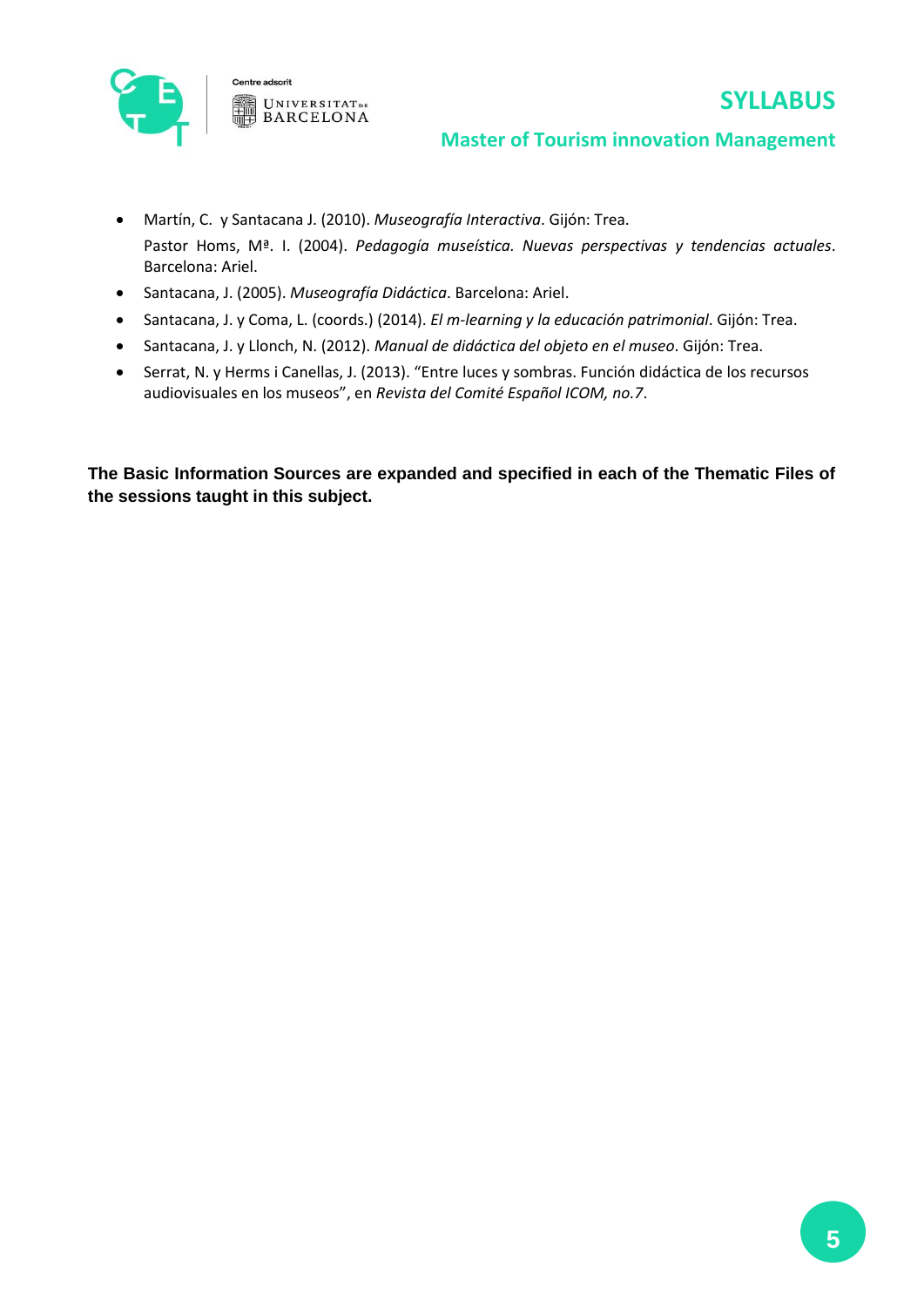- Martín, C.  y Santacana J. (2010). *Museografía Interactiva*. Gijón: Trea.

  Pastor Homs, Mª. I. (2004). *Pedagogía museística. Nuevas perspectivas y tendencias actuales*. Barcelona: Ariel.
- Santacana, J. (2005). *Museografía Didáctica*. Barcelona: Ariel.
- Santacana, J. y Coma, L. (coords.) (2014). *El m-learning y la educación patrimonial*. Gijón: Trea.
- Santacana, J. y Llonch, N. (2012). *Manual de didáctica del objeto en el museo*. Gijón: Trea.
- Serrat, N. y Herms i Canellas, J. (2013). “Entre luces y sombras. Función didáctica de los recursos audiovisuales en los museos”, en *Revista del Comité Español ICOM, no.7*.

**The Basic Information Sources are expanded and specified in each of the Thematic Files of the sessions taught in this subject.**